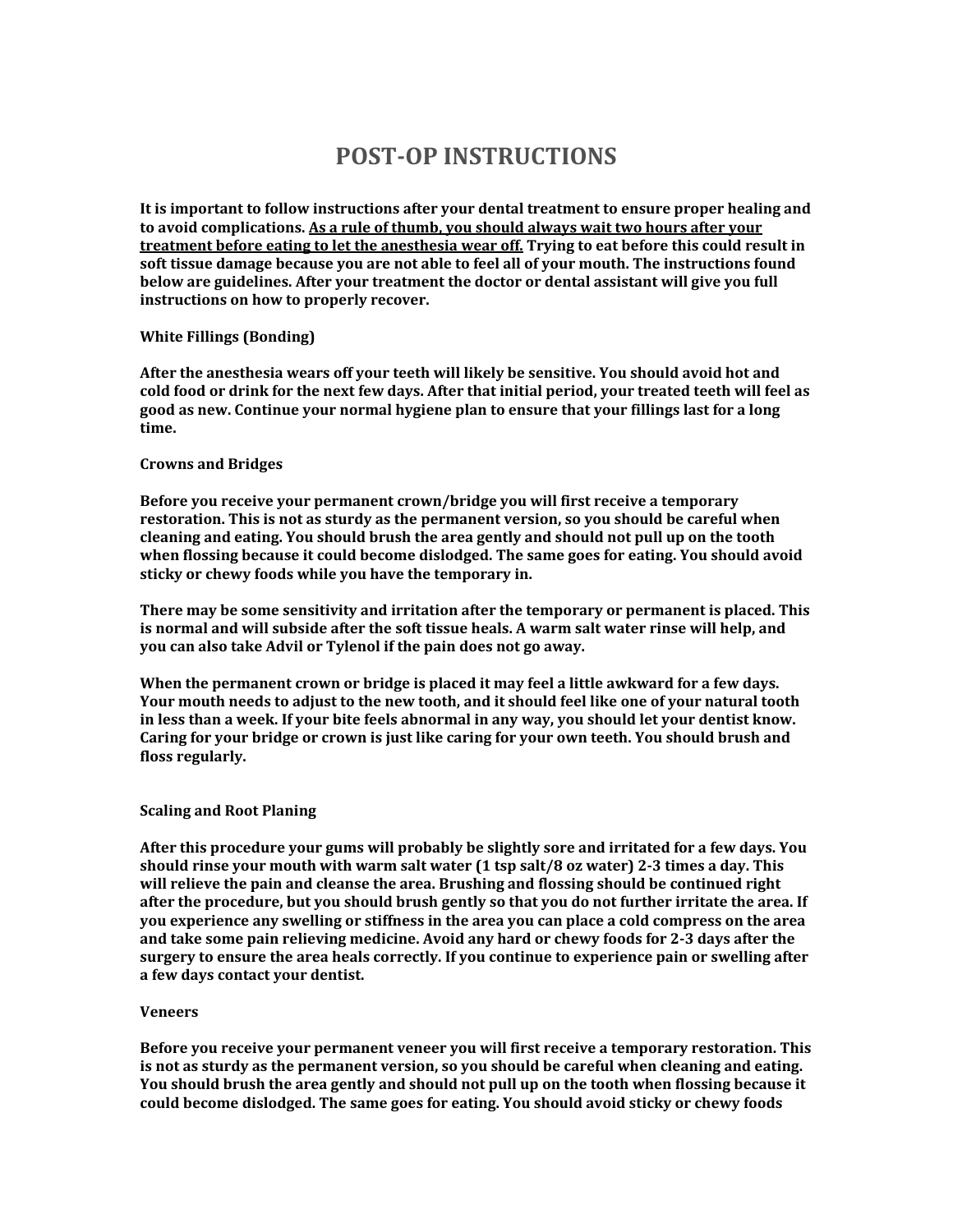# POST-OP INSTRUCTIONS

**It is important to follow instructions after your dental treatment to ensure proper healing and to avoid complications. <u>As a rule of thumb, you should always wait two hours after your treatment before eating to let the anesthesia wear off.</u> Trying to eat before this could result in soft tissue damage because you are not able to feel all of your mouth. The instructions found below are guidelines. After your treatment the doctor or dental assistant will give you full instructions on how to properly recover.**

### White Fillings (Bonding)

**After the anesthesia wears off your teeth will likely be sensitive. You should avoid hot and cold food or drink for the next few days. After that initial period, your treated teeth will feel as good as new. Continue your normal hygiene plan to ensure that your fillings last for a long time.**

### Crowns and Bridges

**Before you receive your permanent crown/bridge you will first receive a temporary restoration. This is not as sturdy as the permanent version, so you should be careful when cleaning and eating. You should brush the area gently and should not pull up on the tooth when flossing because it could become dislodged. The same goes for eating. You should avoid sticky or chewy foods while you have the temporary in.**

**There may be some sensitivity and irritation after the temporary or permanent is placed. This is normal and will subside after the soft tissue heals. A warm salt water rinse will help, and you can also take Advil or Tylenol if the pain does not go away.**

**When the permanent crown or bridge is placed it may feel a little awkward for a few days. Your mouth needs to adjust to the new tooth, and it should feel like one of your natural tooth in less than a week. If your bite feels abnormal in any way, you should let your dentist know. Caring for your bridge or crown is just like caring for your own teeth. You should brush and floss regularly.**

### Scaling and Root Planing

**After this procedure your gums will probably be slightly sore and irritated for a few days. You should rinse your mouth with warm salt water (1 tsp salt/8 oz water) 2-3 times a day. This will relieve the pain and cleanse the area. Brushing and flossing should be continued right after the procedure, but you should brush gently so that you do not further irritate the area. If you experience any swelling or stiffness in the area you can place a cold compress on the area and take some pain relieving medicine. Avoid any hard or chewy foods for 2-3 days after the surgery to ensure the area heals correctly. If you continue to experience pain or swelling after a few days contact your dentist.**

### Veneers

**Before you receive your permanent veneer you will first receive a temporary restoration. This is not as sturdy as the permanent version, so you should be careful when cleaning and eating. You should brush the area gently and should not pull up on the tooth when flossing because it could become dislodged. The same goes for eating. You should avoid sticky or chewy foods**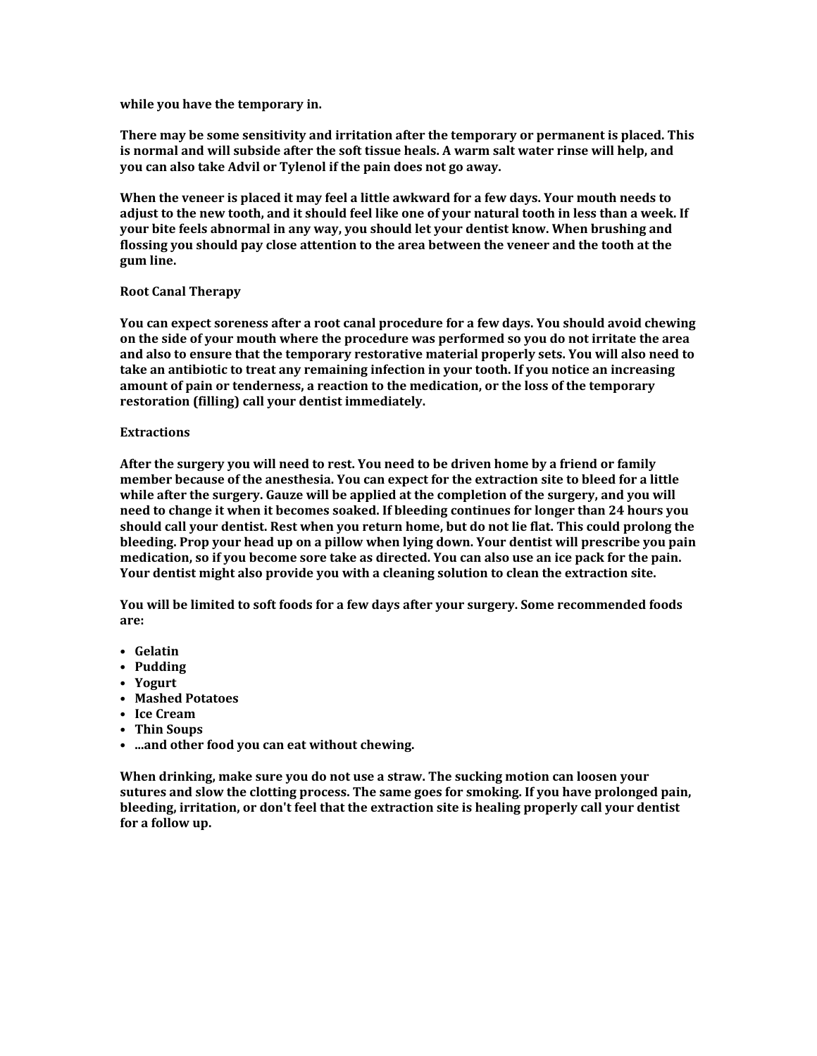while you have the temporary in.

There may be some sensitivity and irritation after the temporary or permanent is placed. This is normal and will subside after the soft tissue heals. A warm salt water rinse will help, and you can also take Advil or Tylenol if the pain does not go away.

When the veneer is placed it may feel a little awkward for a few days. Your mouth needs to adjust to the new tooth, and it should feel like one of your natural tooth in less than a week. If your bite feels abnormal in any way, you should let your dentist know. When brushing and flossing you should pay close attention to the area between the veneer and the tooth at the gum line.

## Root Canal Therapy

You can expect soreness after a root canal procedure for a few days. You should avoid chewing on the side of your mouth where the procedure was performed so you do not irritate the area and also to ensure that the temporary restorative material properly sets. You will also need to take an antibiotic to treat any remaining infection in your tooth. If you notice an increasing amount of pain or tenderness, a reaction to the medication, or the loss of the temporary restoration (filling) call your dentist immediately.

## Extractions

After the surgery you will need to rest. You need to be driven home by a friend or family member because of the anesthesia. You can expect for the extraction site to bleed for a little while after the surgery. Gauze will be applied at the completion of the surgery, and you will need to change it when it becomes soaked. If bleeding continues for longer than 24 hours you should call your dentist. Rest when you return home, but do not lie flat. This could prolong the bleeding. Prop your head up on a pillow when lying down. Your dentist will prescribe you pain medication, so if you become sore take as directed. You can also use an ice pack for the pain. Your dentist might also provide you with a cleaning solution to clean the extraction site.

You will be limited to soft foods for a few days after your surgery. Some recommended foods are:

- Gelatin
- Pudding
- Yogurt
- Mashed Potatoes
- Ice Cream
- Thin Soups
- ...and other food you can eat without chewing.

When drinking, make sure you do not use a straw. The sucking motion can loosen your sutures and slow the clotting process. The same goes for smoking. If you have prolonged pain, bleeding, irritation, or don't feel that the extraction site is healing properly call your dentist for a follow up.